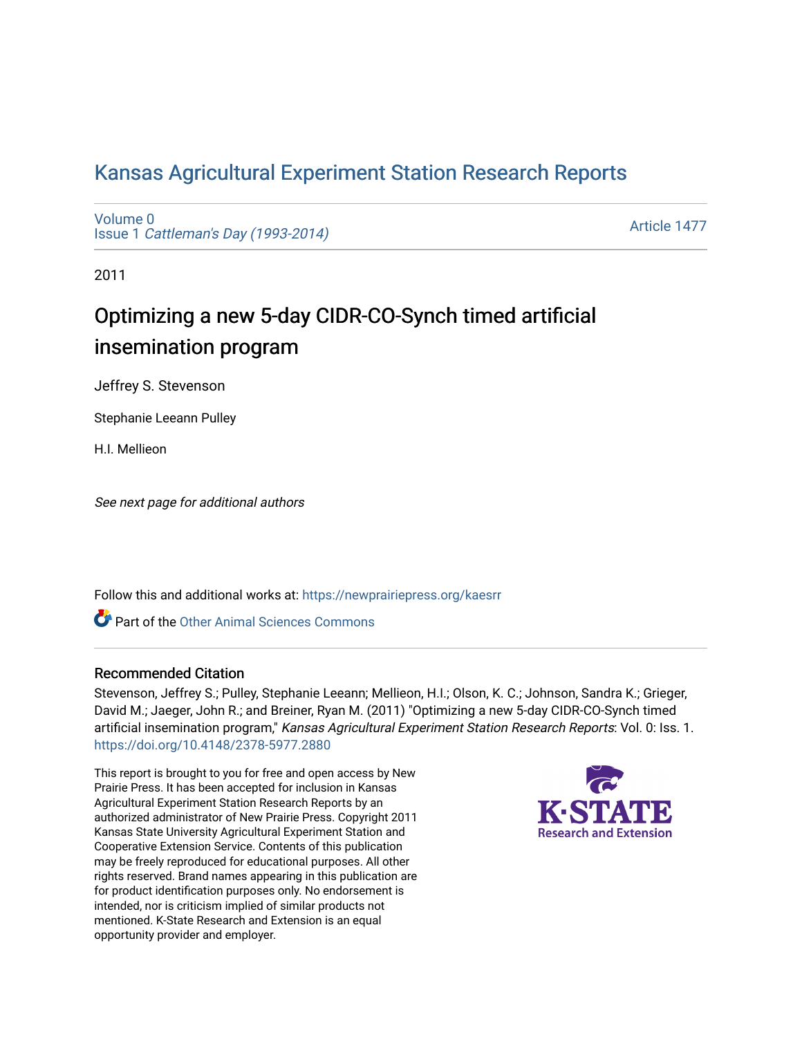# Kansas Agricultural Experiment Station Research Reports

Volume 0
Issue 1 *Cattleman's Day (1993-2014)*

Article 1477

2011

## Optimizing a new 5-day CIDR-CO-Synch timed artificial insemination program

Jeffrey S. Stevenson

Stephanie Leeann Pulley

H.I. Mellieon

*See next page for additional authors*

Follow this and additional works at: https://newprairiepress.org/kaesrr

Part of the Other Animal Sciences Commons

### Recommended Citation

Stevenson, Jeffrey S.; Pulley, Stephanie Leeann; Mellieon, H.I.; Olson, K. C.; Johnson, Sandra K.; Grieger, David M.; Jaeger, John R.; and Breiner, Ryan M. (2011) "Optimizing a new 5-day CIDR-CO-Synch timed artificial insemination program," *Kansas Agricultural Experiment Station Research Reports*: Vol. 0: Iss. 1. https://doi.org/10.4148/2378-5977.2880

This report is brought to you for free and open access by New Prairie Press. It has been accepted for inclusion in Kansas Agricultural Experiment Station Research Reports by an authorized administrator of New Prairie Press. Copyright 2011 Kansas State University Agricultural Experiment Station and Cooperative Extension Service. Contents of this publication may be freely reproduced for educational purposes. All other rights reserved. Brand names appearing in this publication are for product identification purposes only. No endorsement is intended, nor is criticism implied of similar products not mentioned. K-State Research and Extension is an equal opportunity provider and employer.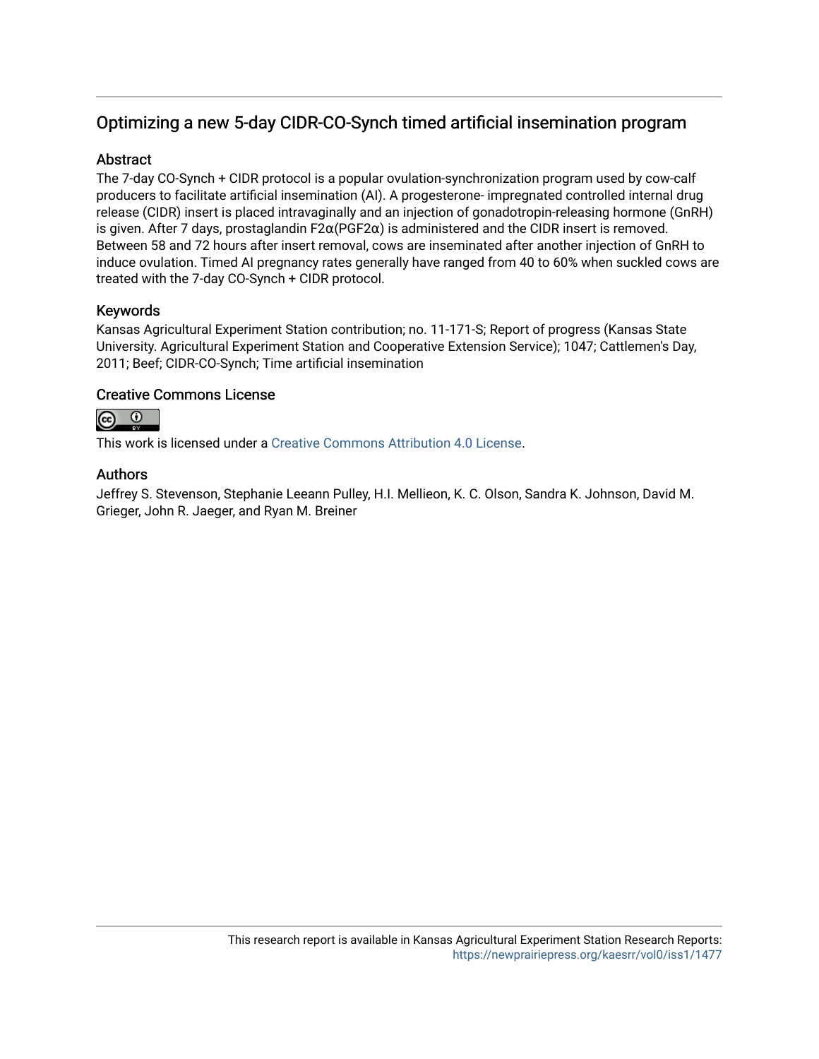## Optimizing a new 5-day CIDR-CO-Synch timed artificial insemination program

### Abstract

The 7-day CO-Synch + CIDR protocol is a popular ovulation-synchronization program used by cow-calf producers to facilitate artificial insemination (AI). A progesterone- impregnated controlled internal drug release (CIDR) insert is placed intravaginally and an injection of gonadotropin-releasing hormone (GnRH) is given. After 7 days, prostaglandin F2α(PGF2α) is administered and the CIDR insert is removed. Between 58 and 72 hours after insert removal, cows are inseminated after another injection of GnRH to induce ovulation. Timed AI pregnancy rates generally have ranged from 40 to 60% when suckled cows are treated with the 7-day CO-Synch + CIDR protocol.

### Keywords

Kansas Agricultural Experiment Station contribution; no. 11-171-S; Report of progress (Kansas State University. Agricultural Experiment Station and Cooperative Extension Service); 1047; Cattlemen's Day, 2011; Beef; CIDR-CO-Synch; Time artificial insemination

### Creative Commons License

This work is licensed under a Creative Commons Attribution 4.0 License.

### Authors

Jeffrey S. Stevenson, Stephanie Leeann Pulley, H.I. Mellieon, K. C. Olson, Sandra K. Johnson, David M. Grieger, John R. Jaeger, and Ryan M. Breiner

This research report is available in Kansas Agricultural Experiment Station Research Reports: https://newprairiepress.org/kaesrr/vol0/iss1/1477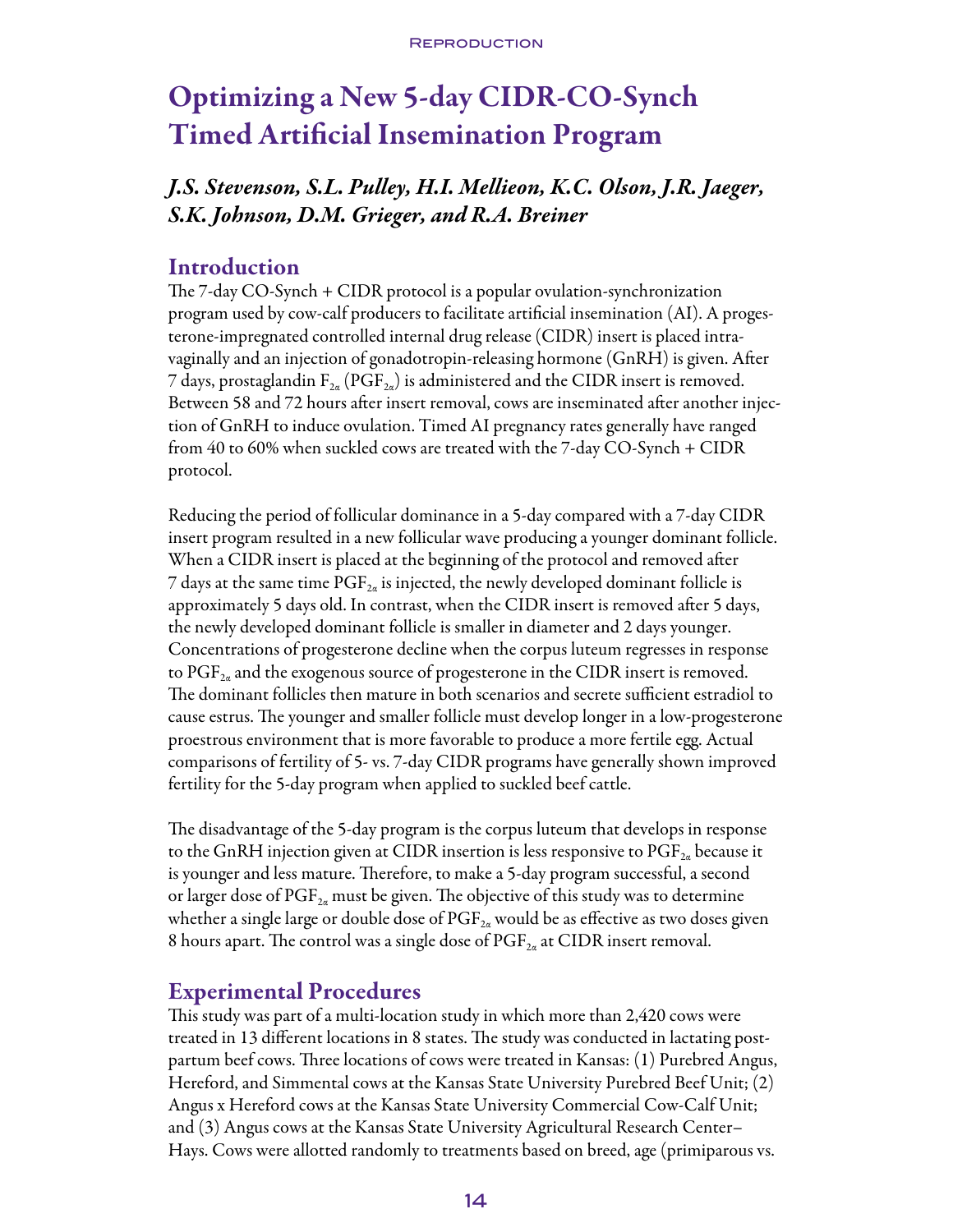# Optimizing a New 5-day CIDR-CO-Synch Timed Artificial Insemination Program

*J.S. Stevenson, S.L. Pulley, H.I. Mellieon, K.C. Olson, J.R. Jaeger, S.K. Johnson, D.M. Grieger, and R.A. Breiner*

## Introduction

The 7-day CO-Synch + CIDR protocol is a popular ovulation-synchronization program used by cow-calf producers to facilitate artificial insemination (AI). A progesterone-impregnated controlled internal drug release (CIDR) insert is placed intravaginally and an injection of gonadotropin-releasing hormone (GnRH) is given. After 7 days, prostaglandin $F_{2\alpha}$ ($PGF_{2\alpha}$) is administered and the CIDR insert is removed. Between 58 and 72 hours after insert removal, cows are inseminated after another injection of GnRH to induce ovulation. Timed AI pregnancy rates generally have ranged from 40 to 60% when suckled cows are treated with the 7-day CO-Synch + CIDR protocol.

Reducing the period of follicular dominance in a 5-day compared with a 7-day CIDR insert program resulted in a new follicular wave producing a younger dominant follicle. When a CIDR insert is placed at the beginning of the protocol and removed after 7 days at the same time $PGF_{2\alpha}$ is injected, the newly developed dominant follicle is approximately 5 days old. In contrast, when the CIDR insert is removed after 5 days, the newly developed dominant follicle is smaller in diameter and 2 days younger. Concentrations of progesterone decline when the corpus luteum regresses in response to $PGF_{2\alpha}$ and the exogenous source of progesterone in the CIDR insert is removed. The dominant follicles then mature in both scenarios and secrete sufficient estradiol to cause estrus. The younger and smaller follicle must develop longer in a low-progesterone proestrous environment that is more favorable to produce a more fertile egg. Actual comparisons of fertility of 5- vs. 7-day CIDR programs have generally shown improved fertility for the 5-day program when applied to suckled beef cattle.

The disadvantage of the 5-day program is the corpus luteum that develops in response to the GnRH injection given at CIDR insertion is less responsive to $PGF_{2\alpha}$ because it is younger and less mature. Therefore, to make a 5-day program successful, a second or larger dose of $PGF_{2\alpha}$ must be given. The objective of this study was to determine whether a single large or double dose of $PGF_{2\alpha}$ would be as effective as two doses given 8 hours apart. The control was a single dose of $PGF_{2\alpha}$ at CIDR insert removal.

## Experimental Procedures

This study was part of a multi-location study in which more than 2,420 cows were treated in 13 different locations in 8 states. The study was conducted in lactating postpartum beef cows. Three locations of cows were treated in Kansas: (1) Purebred Angus, Hereford, and Simmental cows at the Kansas State University Purebred Beef Unit; (2) Angus x Hereford cows at the Kansas State University Commercial Cow-Calf Unit; and (3) Angus cows at the Kansas State University Agricultural Research Center–Hays. Cows were allotted randomly to treatments based on breed, age (primiparous vs.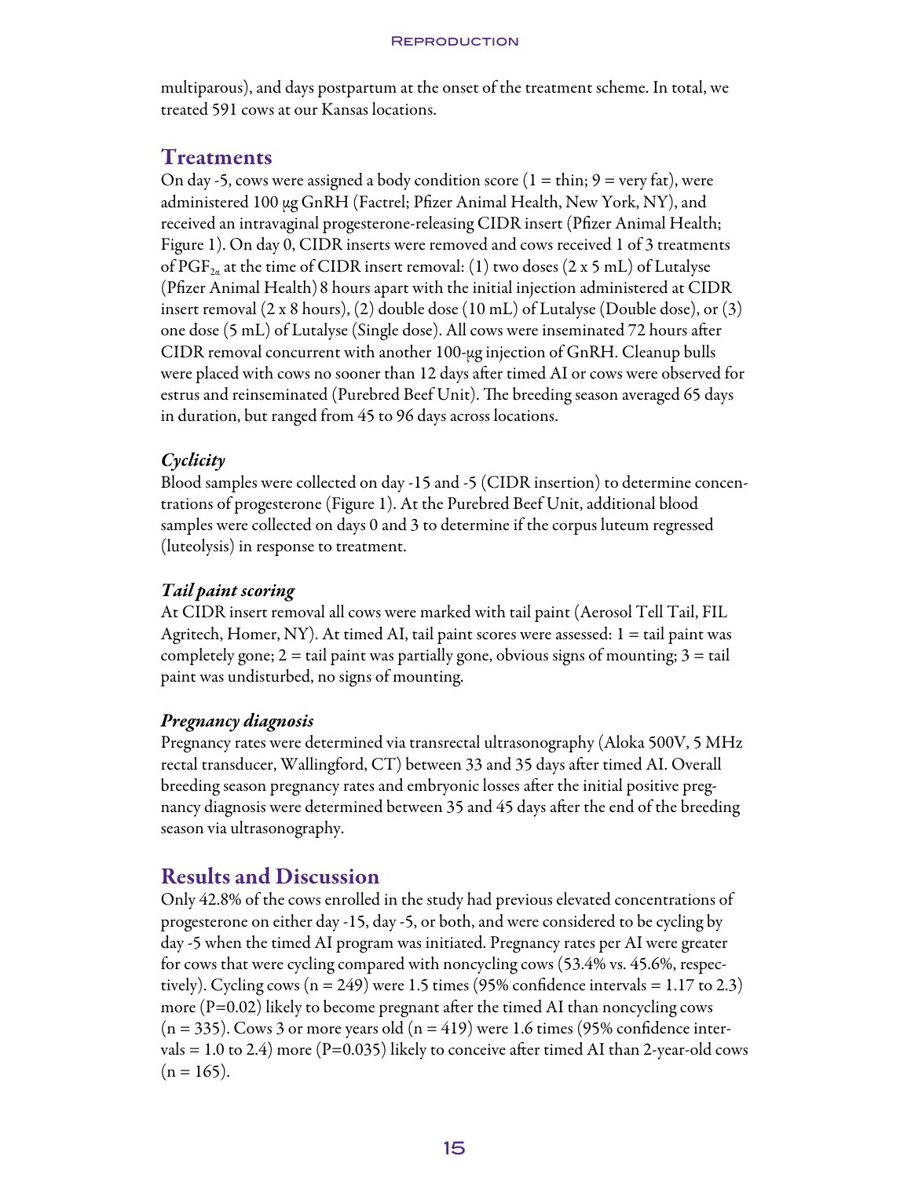multiparous), and days postpartum at the onset of the treatment scheme. In total, we treated 591 cows at our Kansas locations.

## Treatments

On day -5, cows were assigned a body condition score (1 = thin; 9 = very fat), were administered 100 μg GnRH (Factrel; Pfizer Animal Health, New York, NY), and received an intravaginal progesterone-releasing CIDR insert (Pfizer Animal Health; Figure 1). On day 0, CIDR inserts were removed and cows received 1 of 3 treatments of $PGF_{2\alpha}$ at the time of CIDR insert removal: (1) two doses (2 x 5 mL) of Lutalyse (Pfizer Animal Health) 8 hours apart with the initial injection administered at CIDR insert removal (2 x 8 hours), (2) double dose (10 mL) of Lutalyse (Double dose), or (3) one dose (5 mL) of Lutalyse (Single dose). All cows were inseminated 72 hours after CIDR removal concurrent with another 100-μg injection of GnRH. Cleanup bulls were placed with cows no sooner than 12 days after timed AI or cows were observed for estrus and reinseminated (Purebred Beef Unit). The breeding season averaged 65 days in duration, but ranged from 45 to 96 days across locations.

### *Cyclicity*

Blood samples were collected on day -15 and -5 (CIDR insertion) to determine concentrations of progesterone (Figure 1). At the Purebred Beef Unit, additional blood samples were collected on days 0 and 3 to determine if the corpus luteum regressed (luteolysis) in response to treatment.

### *Tail paint scoring*

At CIDR insert removal all cows were marked with tail paint (Aerosol Tell Tail, FIL Agritech, Homer, NY). At timed AI, tail paint scores were assessed: 1 = tail paint was completely gone; 2 = tail paint was partially gone, obvious signs of mounting; 3 = tail paint was undisturbed, no signs of mounting.

### *Pregnancy diagnosis*

Pregnancy rates were determined via transrectal ultrasonography (Aloka 500V, 5 MHz rectal transducer, Wallingford, CT) between 33 and 35 days after timed AI. Overall breeding season pregnancy rates and embryonic losses after the initial positive pregnancy diagnosis were determined between 35 and 45 days after the end of the breeding season via ultrasonography.

## Results and Discussion

Only 42.8% of the cows enrolled in the study had previous elevated concentrations of progesterone on either day -15, day -5, or both, and were considered to be cycling by day -5 when the timed AI program was initiated. Pregnancy rates per AI were greater for cows that were cycling compared with noncycling cows (53.4% vs. 45.6%, respectively). Cycling cows (n = 249) were 1.5 times (95% confidence intervals = 1.17 to 2.3) more ($P$=0.02) likely to become pregnant after the timed AI than noncycling cows (n = 335). Cows 3 or more years old (n = 419) were 1.6 times (95% confidence intervals = 1.0 to 2.4) more ($P$=0.035) likely to conceive after timed AI than 2-year-old cows (n = 165).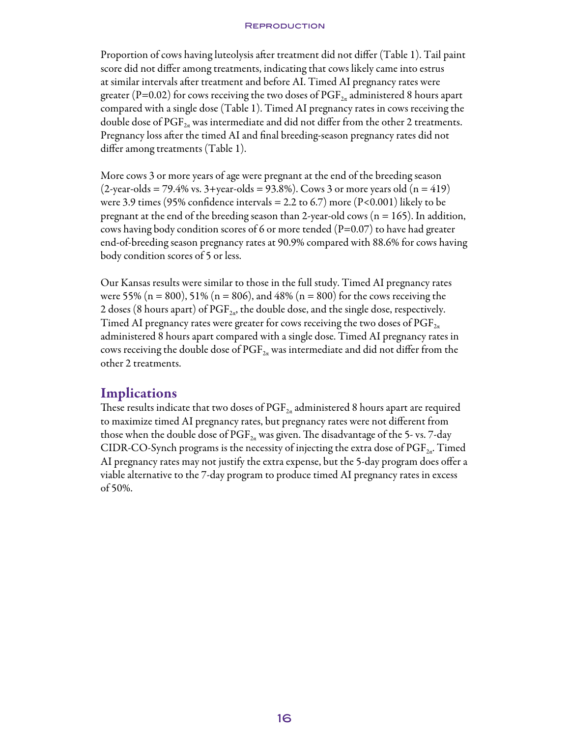Proportion of cows having luteolysis after treatment did not differ (Table 1). Tail paint score did not differ among treatments, indicating that cows likely came into estrus at similar intervals after treatment and before AI. Timed AI pregnancy rates were greater ($P=0.02$) for cows receiving the two doses of $PGF_{2\alpha}$ administered 8 hours apart compared with a single dose (Table 1). Timed AI pregnancy rates in cows receiving the double dose of $PGF_{2\alpha}$ was intermediate and did not differ from the other 2 treatments. Pregnancy loss after the timed AI and final breeding-season pregnancy rates did not differ among treatments (Table 1).

More cows 3 or more years of age were pregnant at the end of the breeding season (2-year-olds = 79.4% vs. 3+year-olds = 93.8%). Cows 3 or more years old ($n = 419$) were 3.9 times (95% confidence intervals = 2.2 to 6.7) more ($P<0.001$) likely to be pregnant at the end of the breeding season than 2-year-old cows ($n = 165$). In addition, cows having body condition scores of 6 or more tended ($P=0.07$) to have had greater end-of-breeding season pregnancy rates at 90.9% compared with 88.6% for cows having body condition scores of 5 or less.

Our Kansas results were similar to those in the full study. Timed AI pregnancy rates were 55% ($n = 800$), 51% ($n = 806$), and 48% ($n = 800$) for the cows receiving the 2 doses (8 hours apart) of $PGF_{2\alpha}$, the double dose, and the single dose, respectively. Timed AI pregnancy rates were greater for cows receiving the two doses of $PGF_{2\alpha}$ administered 8 hours apart compared with a single dose. Timed AI pregnancy rates in cows receiving the double dose of $PGF_{2\alpha}$ was intermediate and did not differ from the other 2 treatments.

## Implications

These results indicate that two doses of $PGF_{2\alpha}$ administered 8 hours apart are required to maximize timed AI pregnancy rates, but pregnancy rates were not different from those when the double dose of $PGF_{2\alpha}$ was given. The disadvantage of the 5- vs. 7-day CIDR-CO-Synch programs is the necessity of injecting the extra dose of $PGF_{2\alpha}$. Timed AI pregnancy rates may not justify the extra expense, but the 5-day program does offer a viable alternative to the 7-day program to produce timed AI pregnancy rates in excess of 50%.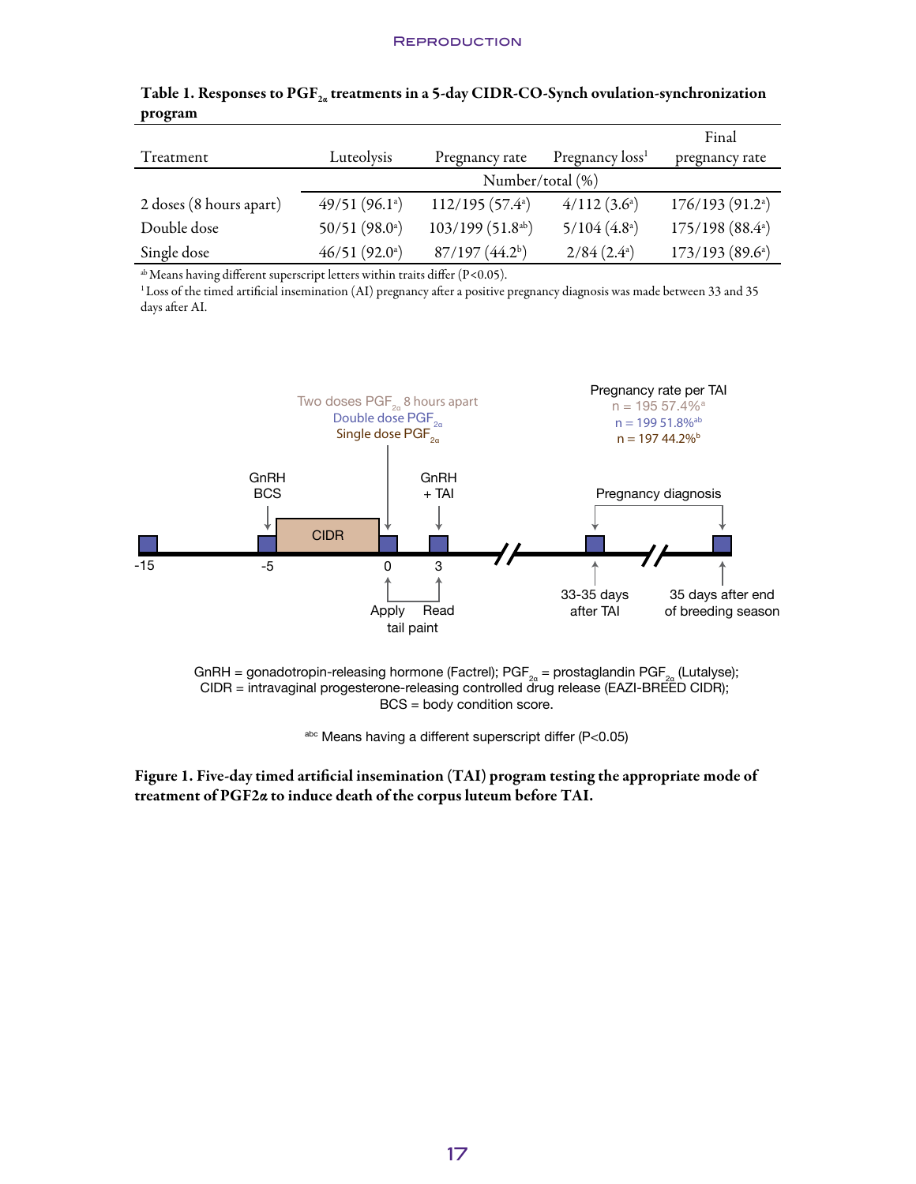**Table 1. Responses to $PGF_{2\alpha}$ treatments in a 5-day CIDR-CO-Synch ovulation-synchronization program**

| Treatment | Luteolysis | Pregnancy rate | Pregnancy loss[1] | Final pregnancy rate |
|---|---|---|---|---|
| | Number/total (%) | | | |
| 2 doses (8 hours apart) | 49/51 (96.1[a]) | 112/195 (57.4[a]) | 4/112 (3.6[a]) | 176/193 (91.2[a]) |
| Double dose | 50/51 (98.0[a]) | 103/199 (51.8[ab]) | 5/104 (4.8[a]) | 175/198 (88.4[a]) |
| Single dose | 46/51 (92.0[a]) | 87/197 (44.2[b]) | 2/84 (2.4[a]) | 173/193 (89.6[a]) |

[ab] Means having different superscript letters within traits differ ($P<0.05$).

[1] Loss of the timed artificial insemination (AI) pregnancy after a positive pregnancy diagnosis was made between 33 and 35 days after AI.

Two doses $PGF_{2\alpha}$ 8 hours apart
Double dose $PGF_{2\alpha}$
Single dose $PGF_{2\alpha}$

Pregnancy rate per TAI
n = 195 57.4%[a]
n = 199 51.8%[ab]
n = 197 44.2%[b]

GnRH
BCS

CIDR

GnRH
+ TAI

Pregnancy diagnosis

-15
-5
0
3

Apply
Read
tail paint

33-35 days
after TAI

35 days after end
of breeding season

GnRH = gonadotropin-releasing hormone (Factrel); $PGF_{2\alpha}$ = prostaglandin $PGF_{2\alpha}$ (Lutalyse);
CIDR = intravaginal progesterone-releasing controlled drug release (EAZI-BREED CIDR);
BCS = body condition score.

[abc] Means having a different superscript differ ($P<0.05$)

**Figure 1. Five-day timed artificial insemination (TAI) program testing the appropriate mode of treatment of PGF2α to induce death of the corpus luteum before TAI.**